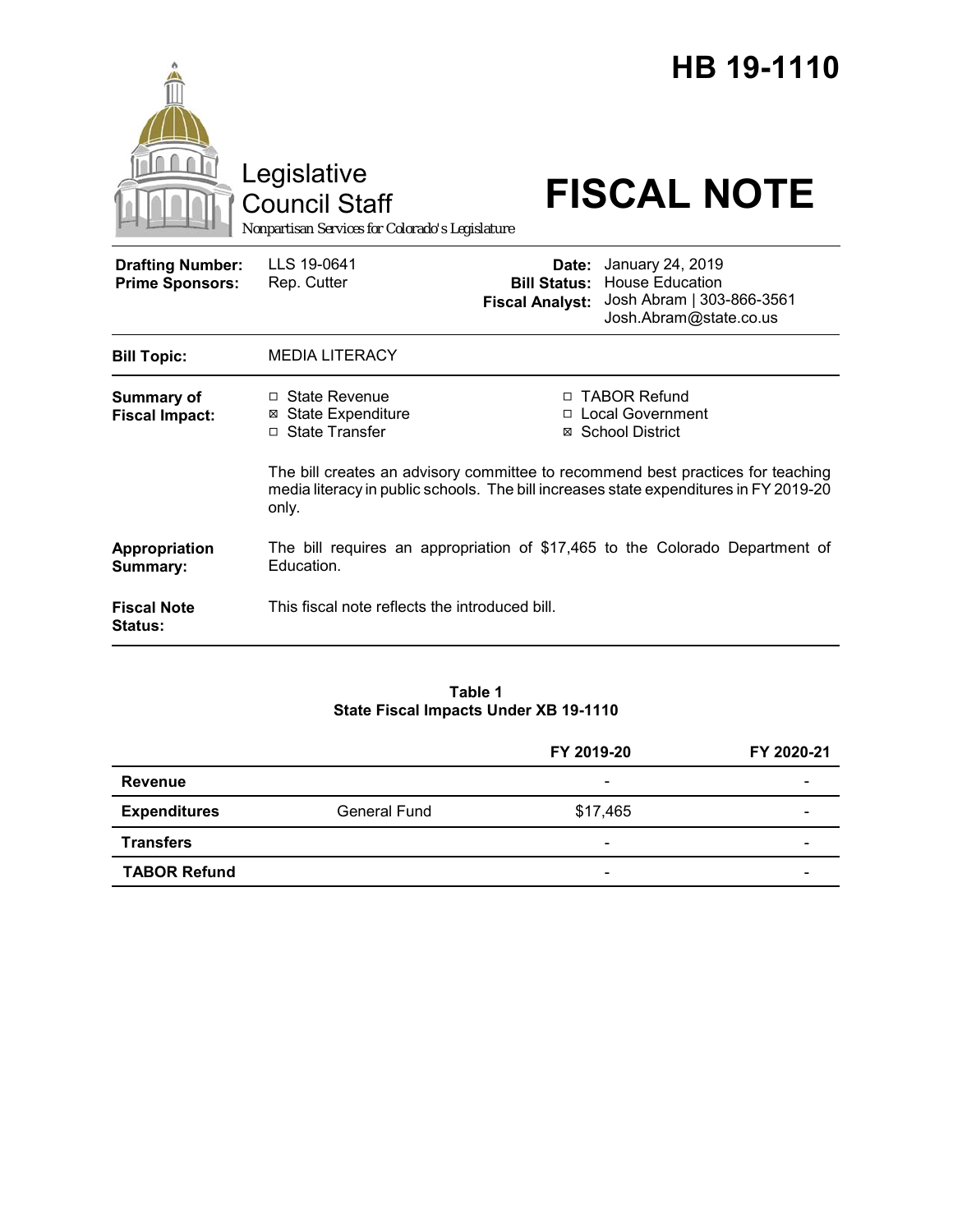# HB 19-1110

Legislative Council Staff

*Nonpartisan Services for Colorado's Legislature*

# FISCAL NOTE

| | | | |
|---|---|---|---|
| **Drafting Number:** | LLS 19-0641 | **Date:** | January 24, 2019 |
| **Prime Sponsors:** | Rep. Cutter | **Bill Status:** | House Education |
| | | **Fiscal Analyst:** | Josh Abram \| 303-866-3561 Josh.Abram@state.co.us |

**Bill Topic:** MEDIA LITERACY

**Summary of Fiscal Impact:**

- ☐ State Revenue
- ☒ State Expenditure
- ☐ State Transfer
- ☐ TABOR Refund
- ☐ Local Government
- ☒ School District

The bill creates an advisory committee to recommend best practices for teaching media literacy in public schools. The bill increases state expenditures in FY 2019-20 only.

**Appropriation Summary:** The bill requires an appropriation of $17,465 to the Colorado Department of Education.

**Fiscal Note Status:** This fiscal note reflects the introduced bill.

**Table 1**
**State Fiscal Impacts Under XB 19-1110**

| | | FY 2019-20 | FY 2020-21 |
|---|---|---|---|
| **Revenue** | | - | - |
| **Expenditures** | General Fund | $17,465 | - |
| **Transfers** | | - | - |
| **TABOR Refund** | | - | - |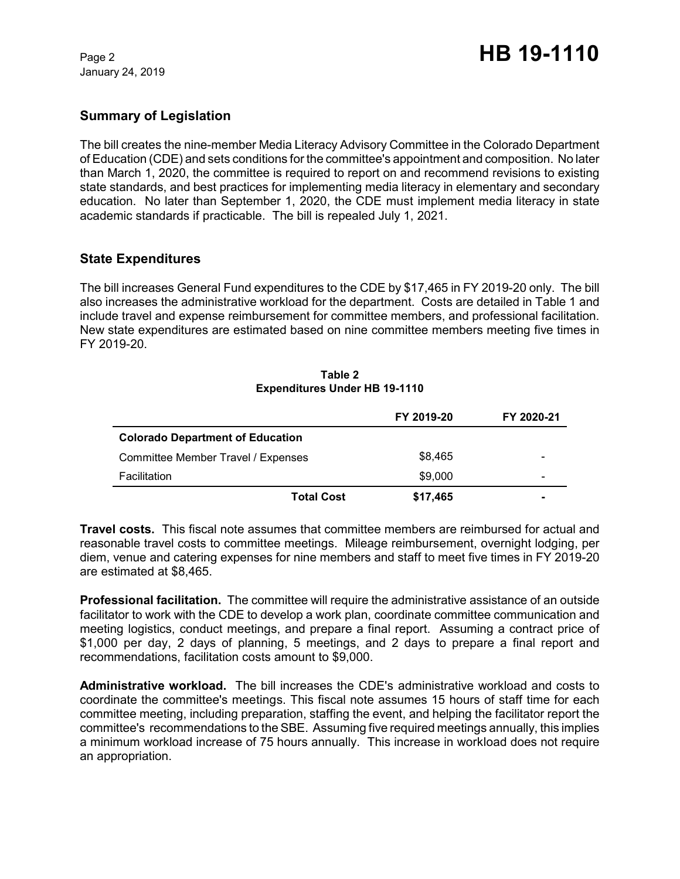## Summary of Legislation

The bill creates the nine-member Media Literacy Advisory Committee in the Colorado Department of Education (CDE) and sets conditions for the committee's appointment and composition. No later than March 1, 2020, the committee is required to report on and recommend revisions to existing state standards, and best practices for implementing media literacy in elementary and secondary education. No later than September 1, 2020, the CDE must implement media literacy in state academic standards if practicable. The bill is repealed July 1, 2021.

## State Expenditures

The bill increases General Fund expenditures to the CDE by $17,465 in FY 2019-20 only. The bill also increases the administrative workload for the department. Costs are detailed in Table 1 and include travel and expense reimbursement for committee members, and professional facilitation. New state expenditures are estimated based on nine committee members meeting five times in FY 2019-20.

**Table 2**
**Expenditures Under HB 19-1110**

| | FY 2019-20 | FY 2020-21 |
|---|---|---|
| **Colorado Department of Education** | | |
| Committee Member Travel / Expenses | $8,465 | - |
| Facilitation | $9,000 | - |
| **Total Cost** | **$17,465** | **-** |

**Travel costs.** This fiscal note assumes that committee members are reimbursed for actual and reasonable travel costs to committee meetings. Mileage reimbursement, overnight lodging, per diem, venue and catering expenses for nine members and staff to meet five times in FY 2019-20 are estimated at $8,465.

**Professional facilitation.** The committee will require the administrative assistance of an outside facilitator to work with the CDE to develop a work plan, coordinate committee communication and meeting logistics, conduct meetings, and prepare a final report. Assuming a contract price of $1,000 per day, 2 days of planning, 5 meetings, and 2 days to prepare a final report and recommendations, facilitation costs amount to $9,000.

**Administrative workload.** The bill increases the CDE's administrative workload and costs to coordinate the committee's meetings. This fiscal note assumes 15 hours of staff time for each committee meeting, including preparation, staffing the event, and helping the facilitator report the committee's recommendations to the SBE. Assuming five required meetings annually, this implies a minimum workload increase of 75 hours annually. This increase in workload does not require an appropriation.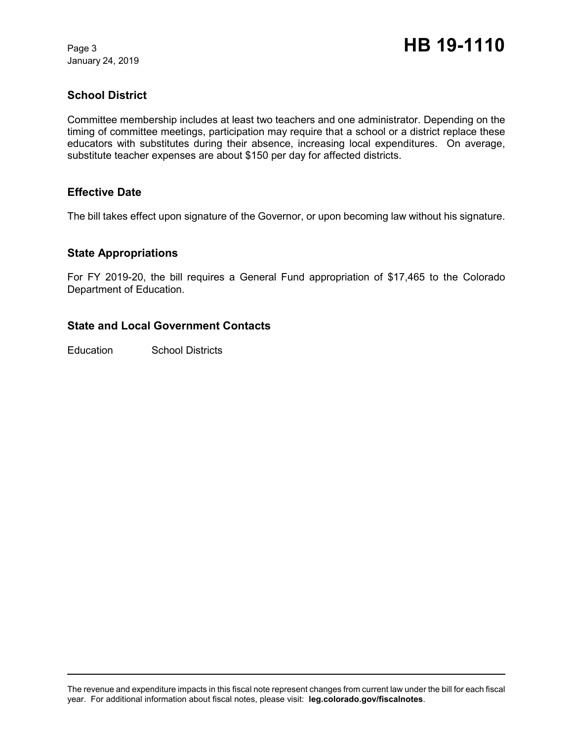## School District

Committee membership includes at least two teachers and one administrator. Depending on the timing of committee meetings, participation may require that a school or a district replace these educators with substitutes during their absence, increasing local expenditures. On average, substitute teacher expenses are about $150 per day for affected districts.

## Effective Date

The bill takes effect upon signature of the Governor, or upon becoming law without his signature.

## State Appropriations

For FY 2019-20, the bill requires a General Fund appropriation of $17,465 to the Colorado Department of Education.

## State and Local Government Contacts

Education    School Districts

The revenue and expenditure impacts in this fiscal note represent changes from current law under the bill for each fiscal year. For additional information about fiscal notes, please visit: **leg.colorado.gov/fiscalnotes**.